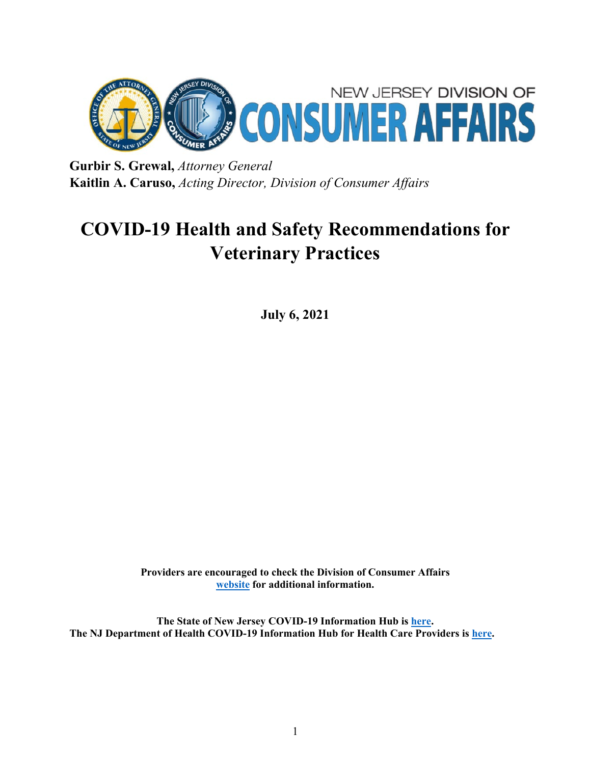NEW JERSEY DIVISION OF **CONSUMER AFFAIRS**

**Gurbir S. Grewal,** *Attorney General*
**Kaitlin A. Caruso,** *Acting Director, Division of Consumer Affairs*

# COVID-19 Health and Safety Recommendations for Veterinary Practices

**July 6, 2021**

**Providers are encouraged to check the Division of Consumer Affairs website for additional information.**

**The State of New Jersey COVID-19 Information Hub is here.**
**The NJ Department of Health COVID-19 Information Hub for Health Care Providers is here.**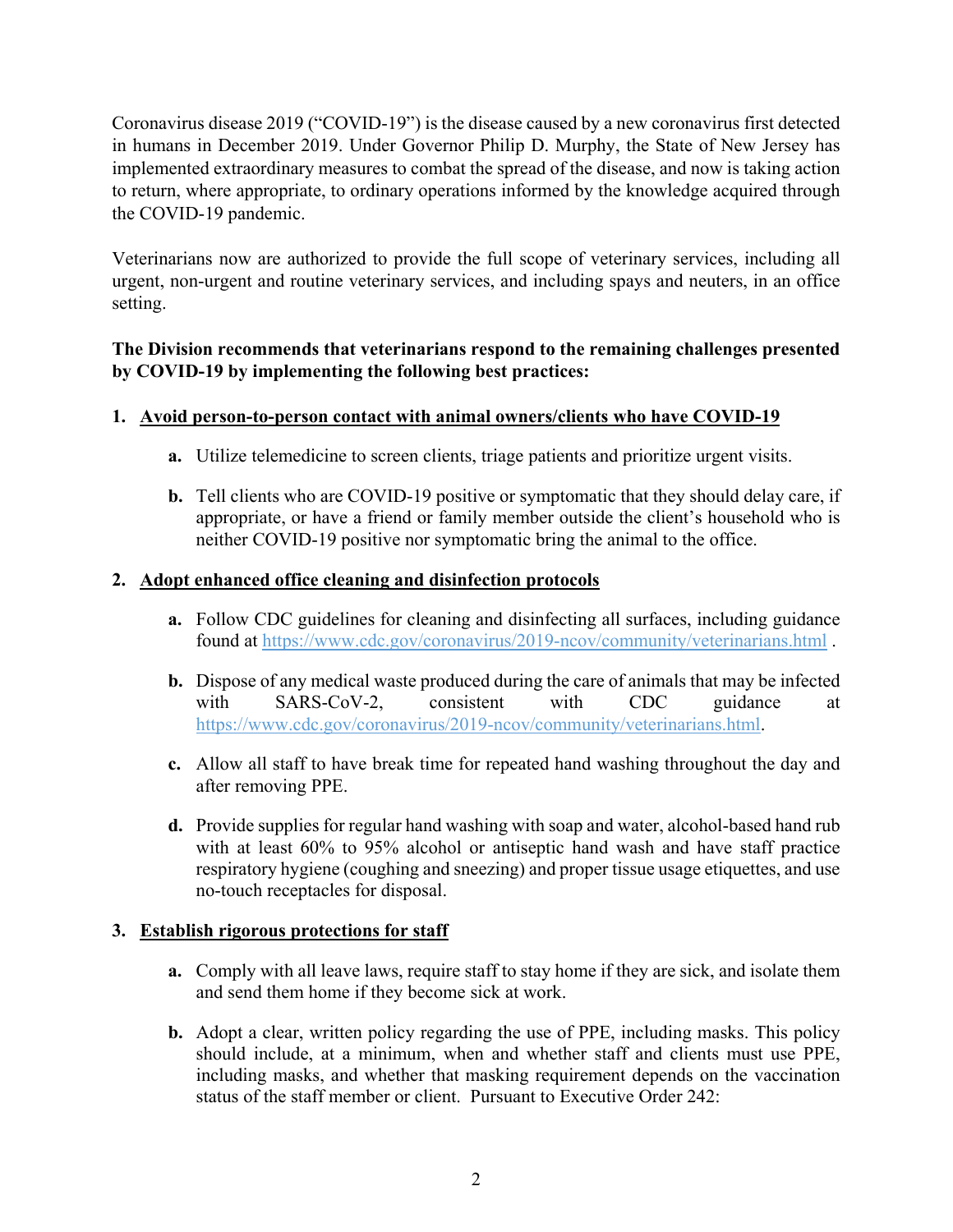Coronavirus disease 2019 ("COVID-19") is the disease caused by a new coronavirus first detected in humans in December 2019. Under Governor Philip D. Murphy, the State of New Jersey has implemented extraordinary measures to combat the spread of the disease, and now is taking action to return, where appropriate, to ordinary operations informed by the knowledge acquired through the COVID-19 pandemic.

Veterinarians now are authorized to provide the full scope of veterinary services, including all urgent, non-urgent and routine veterinary services, and including spays and neuters, in an office setting.

**The Division recommends that veterinarians respond to the remaining challenges presented by COVID-19 by implementing the following best practices:**

1. <u>**Avoid person-to-person contact with animal owners/clients who have COVID-19**</u>

    **a.** Utilize telemedicine to screen clients, triage patients and prioritize urgent visits.

    **b.** Tell clients who are COVID-19 positive or symptomatic that they should delay care, if appropriate, or have a friend or family member outside the client's household who is neither COVID-19 positive nor symptomatic bring the animal to the office.

2. <u>**Adopt enhanced office cleaning and disinfection protocols**</u>

    **a.** Follow CDC guidelines for cleaning and disinfecting all surfaces, including guidance found at https://www.cdc.gov/coronavirus/2019-ncov/community/veterinarians.html .

    **b.** Dispose of any medical waste produced during the care of animals that may be infected with SARS-CoV-2, consistent with CDC guidance at https://www.cdc.gov/coronavirus/2019-ncov/community/veterinarians.html.

    **c.** Allow all staff to have break time for repeated hand washing throughout the day and after removing PPE.

    **d.** Provide supplies for regular hand washing with soap and water, alcohol-based hand rub with at least 60% to 95% alcohol or antiseptic hand wash and have staff practice respiratory hygiene (coughing and sneezing) and proper tissue usage etiquettes, and use no-touch receptacles for disposal.

3. <u>**Establish rigorous protections for staff**</u>

    **a.** Comply with all leave laws, require staff to stay home if they are sick, and isolate them and send them home if they become sick at work.

    **b.** Adopt a clear, written policy regarding the use of PPE, including masks. This policy should include, at a minimum, when and whether staff and clients must use PPE, including masks, and whether that masking requirement depends on the vaccination status of the staff member or client. Pursuant to Executive Order 242: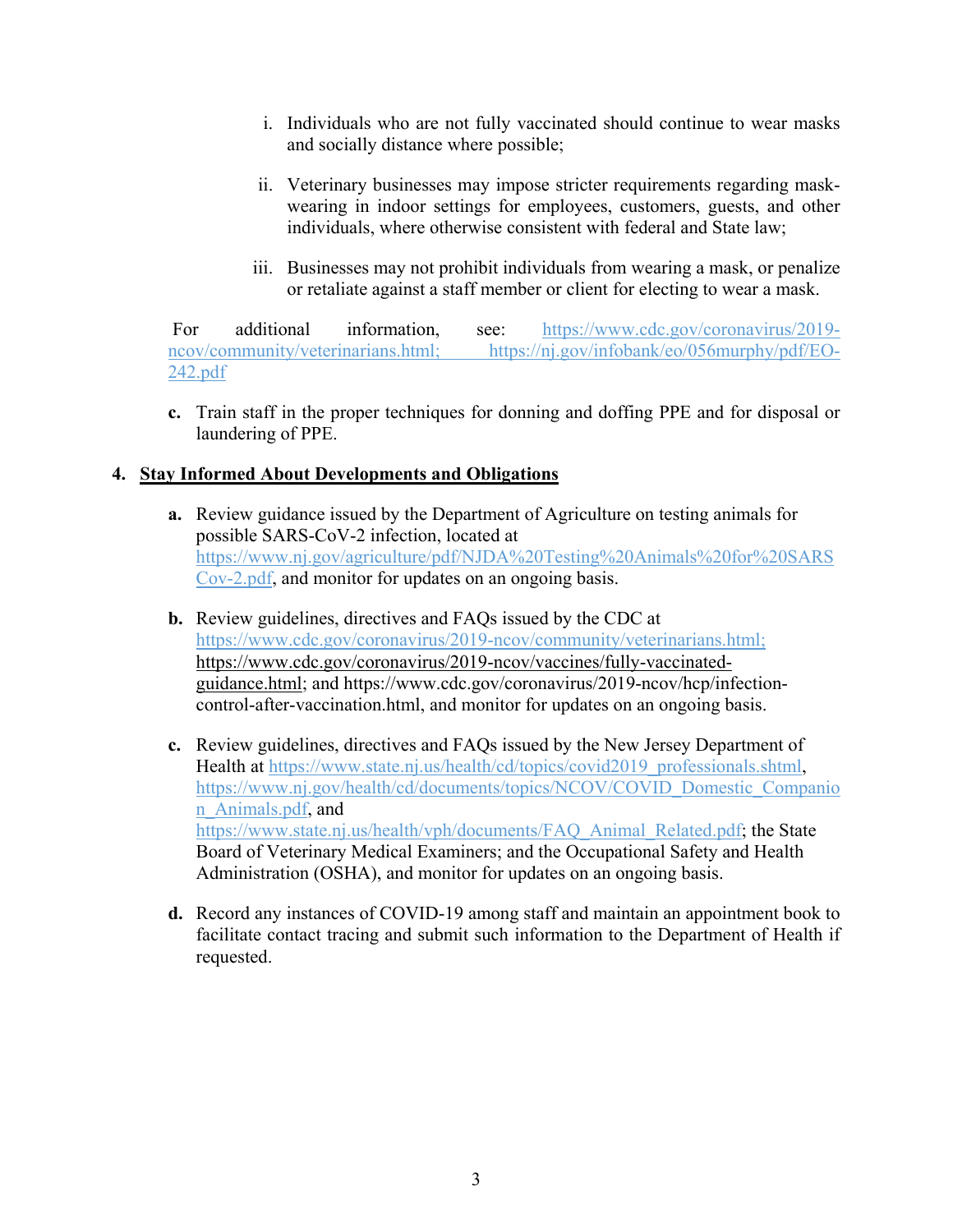i. Individuals who are not fully vaccinated should continue to wear masks and socially distance where possible;

ii. Veterinary businesses may impose stricter requirements regarding mask-wearing in indoor settings for employees, customers, guests, and other individuals, where otherwise consistent with federal and State law;

iii. Businesses may not prohibit individuals from wearing a mask, or penalize or retaliate against a staff member or client for electing to wear a mask.

For additional information, see: https://www.cdc.gov/coronavirus/2019-ncov/community/veterinarians.html; https://nj.gov/infobank/eo/056murphy/pdf/EO-242.pdf

**c.** Train staff in the proper techniques for donning and doffing PPE and for disposal or laundering of PPE.

**4. <u>Stay Informed About Developments and Obligations</u>**

**a.** Review guidance issued by the Department of Agriculture on testing animals for possible SARS-CoV-2 infection, located at https://www.nj.gov/agriculture/pdf/NJDA%20Testing%20Animals%20for%20SARSCov-2.pdf, and monitor for updates on an ongoing basis.

**b.** Review guidelines, directives and FAQs issued by the CDC at https://www.cdc.gov/coronavirus/2019-ncov/community/veterinarians.html; https://www.cdc.gov/coronavirus/2019-ncov/vaccines/fully-vaccinated-guidance.html; and https://www.cdc.gov/coronavirus/2019-ncov/hcp/infection-control-after-vaccination.html, and monitor for updates on an ongoing basis.

**c.** Review guidelines, directives and FAQs issued by the New Jersey Department of Health at https://www.state.nj.us/health/cd/topics/covid2019_professionals.shtml, https://www.nj.gov/health/cd/documents/topics/NCOV/COVID_Domestic_Companion_Animals.pdf, and https://www.state.nj.us/health/vph/documents/FAQ_Animal_Related.pdf; the State Board of Veterinary Medical Examiners; and the Occupational Safety and Health Administration (OSHA), and monitor for updates on an ongoing basis.

**d.** Record any instances of COVID-19 among staff and maintain an appointment book to facilitate contact tracing and submit such information to the Department of Health if requested.